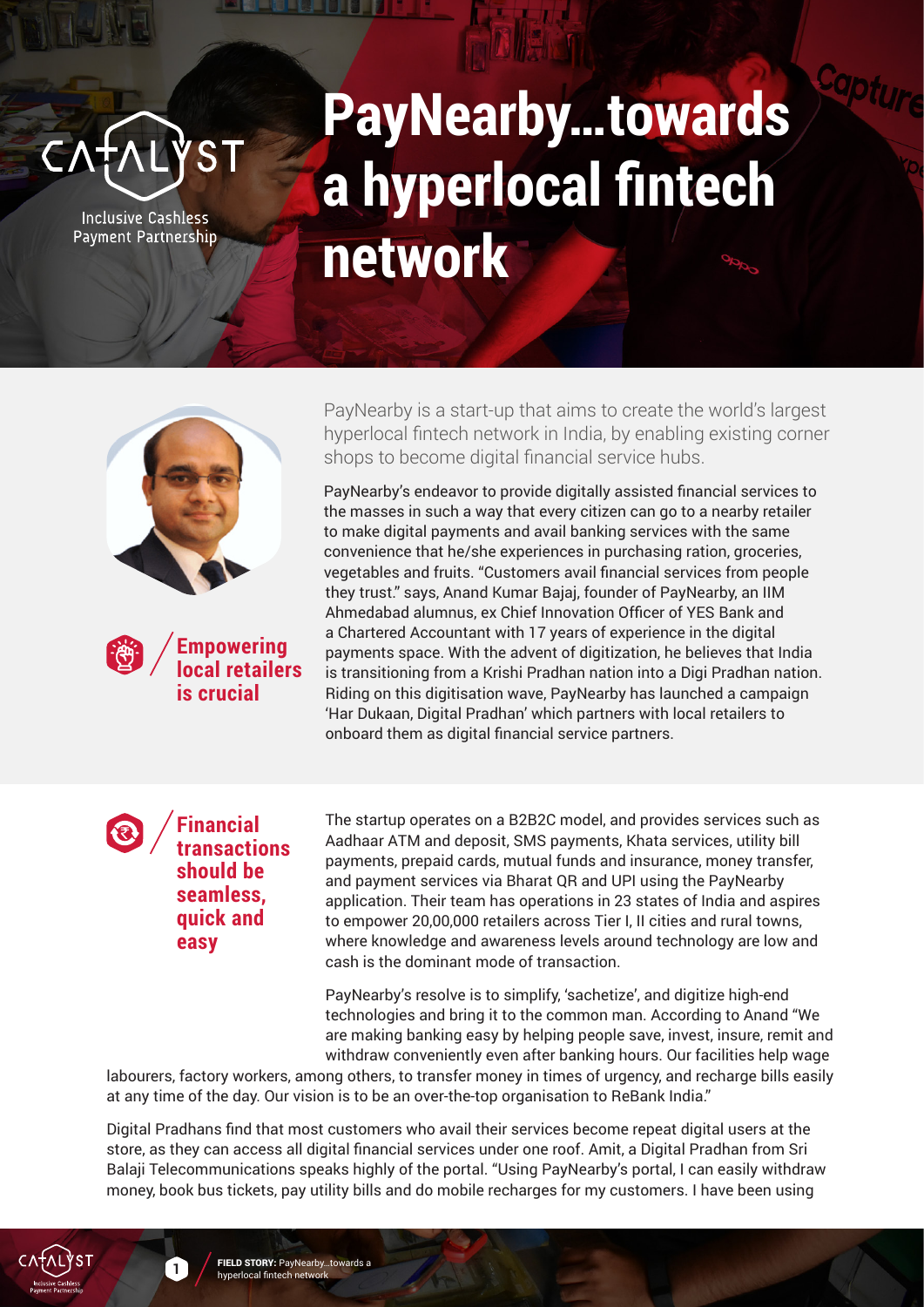CATALYST
Inclusive Cashless Payment Partnership

# PayNearby…towards a hyperlocal fintech network

PayNearby is a start-up that aims to create the world's largest hyperlocal fintech network in India, by enabling existing corner shops to become digital financial service hubs.

## Empowering local retailers is crucial

PayNearby's endeavor to provide digitally assisted financial services to the masses in such a way that every citizen can go to a nearby retailer to make digital payments and avail banking services with the same convenience that he/she experiences in purchasing ration, groceries, vegetables and fruits. "Customers avail financial services from people they trust." says, Anand Kumar Bajaj, founder of PayNearby, an IIM Ahmedabad alumnus, ex Chief Innovation Officer of YES Bank and a Chartered Accountant with 17 years of experience in the digital payments space. With the advent of digitization, he believes that India is transitioning from a Krishi Pradhan nation into a Digi Pradhan nation. Riding on this digitisation wave, PayNearby has launched a campaign 'Har Dukaan, Digital Pradhan' which partners with local retailers to onboard them as digital financial service partners.

## Financial transactions should be seamless, quick and easy

The startup operates on a B2B2C model, and provides services such as Aadhaar ATM and deposit, SMS payments, Khata services, utility bill payments, prepaid cards, mutual funds and insurance, money transfer, and payment services via Bharat QR and UPI using the PayNearby application. Their team has operations in 23 states of India and aspires to empower 20,00,000 retailers across Tier I, II cities and rural towns, where knowledge and awareness levels around technology are low and cash is the dominant mode of transaction.

PayNearby's resolve is to simplify, 'sachetize', and digitize high-end technologies and bring it to the common man. According to Anand "We are making banking easy by helping people save, invest, insure, remit and withdraw conveniently even after banking hours. Our facilities help wage labourers, factory workers, among others, to transfer money in times of urgency, and recharge bills easily at any time of the day. Our vision is to be an over-the-top organisation to ReBank India."

Digital Pradhans find that most customers who avail their services become repeat digital users at the store, as they can access all digital financial services under one roof. Amit, a Digital Pradhan from Sri Balaji Telecommunications speaks highly of the portal. "Using PayNearby's portal, I can easily withdraw money, book bus tickets, pay utility bills and do mobile recharges for my customers. I have been using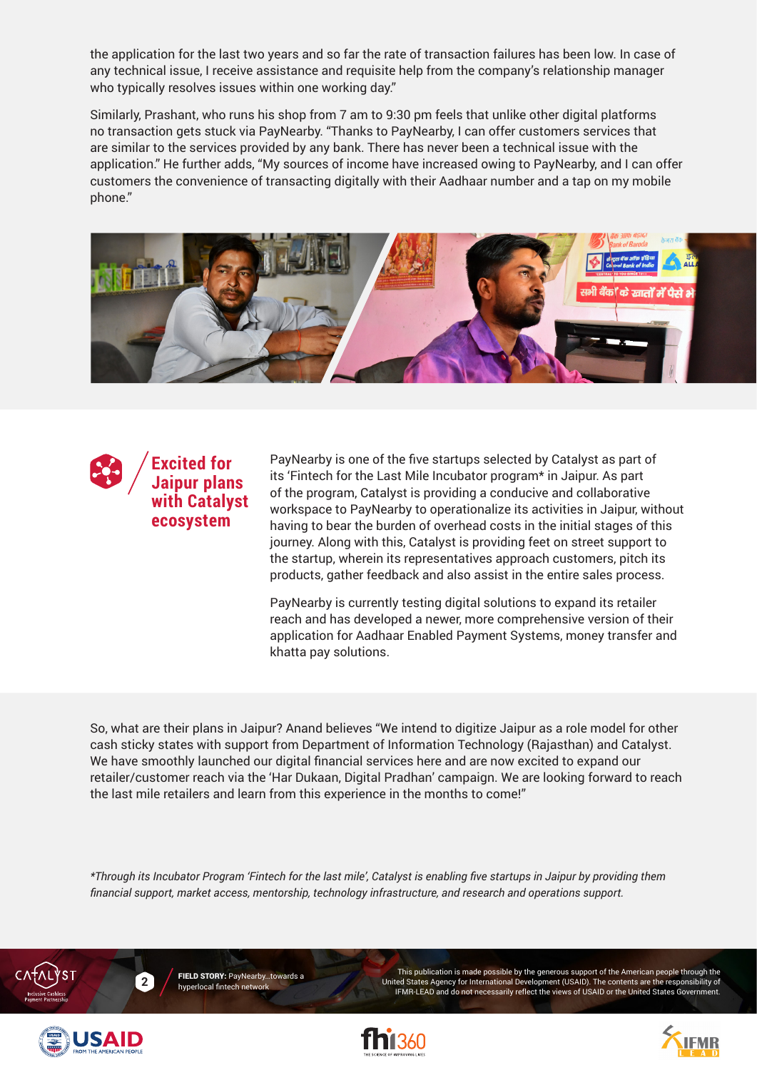the application for the last two years and so far the rate of transaction failures has been low. In case of any technical issue, I receive assistance and requisite help from the company's relationship manager who typically resolves issues within one working day."

Similarly, Prashant, who runs his shop from 7 am to 9:30 pm feels that unlike other digital platforms no transaction gets stuck via PayNearby. "Thanks to PayNearby, I can offer customers services that are similar to the services provided by any bank. There has never been a technical issue with the application." He further adds, "My sources of income have increased owing to PayNearby, and I can offer customers the convenience of transacting digitally with their Aadhaar number and a tap on my mobile phone."

## Excited for Jaipur plans with Catalyst ecosystem

PayNearby is one of the five startups selected by Catalyst as part of its 'Fintech for the Last Mile Incubator program* in Jaipur. As part of the program, Catalyst is providing a conducive and collaborative workspace to PayNearby to operationalize its activities in Jaipur, without having to bear the burden of overhead costs in the initial stages of this journey. Along with this, Catalyst is providing feet on street support to the startup, wherein its representatives approach customers, pitch its products, gather feedback and also assist in the entire sales process.

PayNearby is currently testing digital solutions to expand its retailer reach and has developed a newer, more comprehensive version of their application for Aadhaar Enabled Payment Systems, money transfer and khatta pay solutions.

So, what are their plans in Jaipur? Anand believes "We intend to digitize Jaipur as a role model for other cash sticky states with support from Department of Information Technology (Rajasthan) and Catalyst. We have smoothly launched our digital financial services here and are now excited to expand our retailer/customer reach via the 'Har Dukaan, Digital Pradhan' campaign. We are looking forward to reach the last mile retailers and learn from this experience in the months to come!"

*\*Through its Incubator Program 'Fintech for the last mile', Catalyst is enabling five startups in Jaipur by providing them financial support, market access, mentorship, technology infrastructure, and research and operations support.*

This publication is made possible by the generous support of the American people through the United States Agency for International Development (USAID). The contents are the responsibility of IFMR-LEAD and do not necessarily reflect the views of USAID or the United States Government.